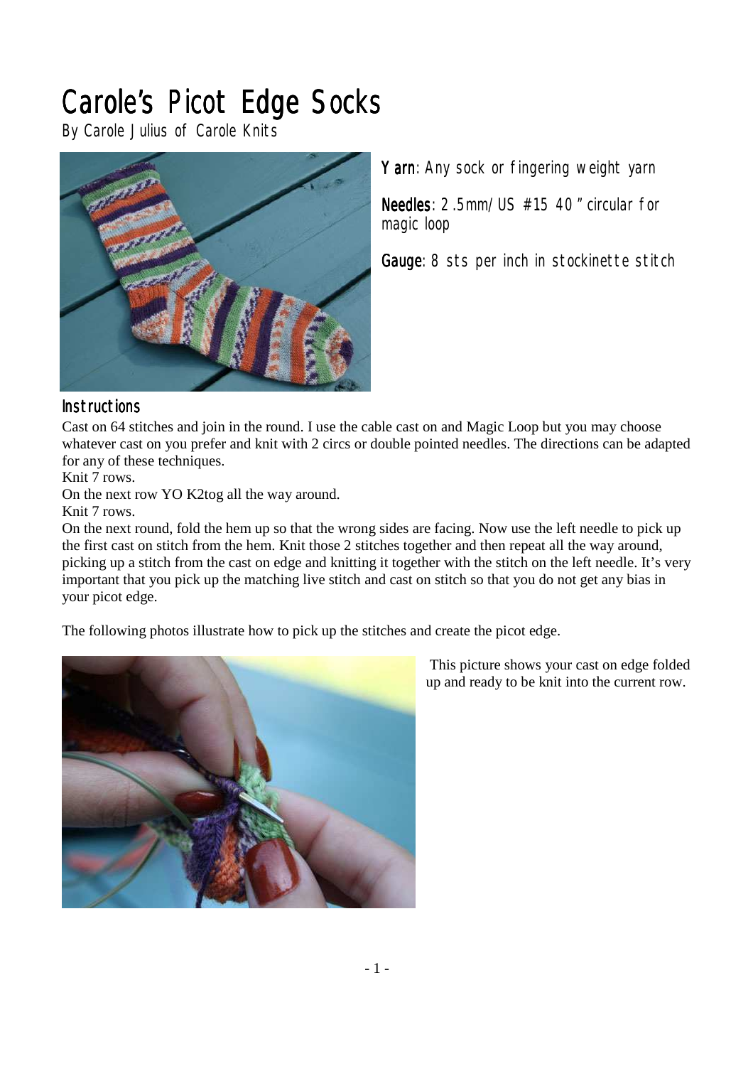# Carole's Picot Edge Socks

By Carole Julius of Carole Knits

**Yarn**: Any sock or fingering weight yarn

**Needles**: 2.5mm/US #15 40" circular for magic loop

**Gauge**: 8 sts per inch in stockinette stitch

## Instructions

Cast on 64 stitches and join in the round. I use the cable cast on and Magic Loop but you may choose whatever cast on you prefer and knit with 2 circs or double pointed needles. The directions can be adapted for any of these techniques.

Knit 7 rows.

On the next row YO K2tog all the way around.

Knit 7 rows.

On the next round, fold the hem up so that the wrong sides are facing. Now use the left needle to pick up the first cast on stitch from the hem. Knit those 2 stitches together and then repeat all the way around, picking up a stitch from the cast on edge and knitting it together with the stitch on the left needle. It's very important that you pick up the matching live stitch and cast on stitch so that you do not get any bias in your picot edge.

The following photos illustrate how to pick up the stitches and create the picot edge.

This picture shows your cast on edge folded up and ready to be knit into the current row.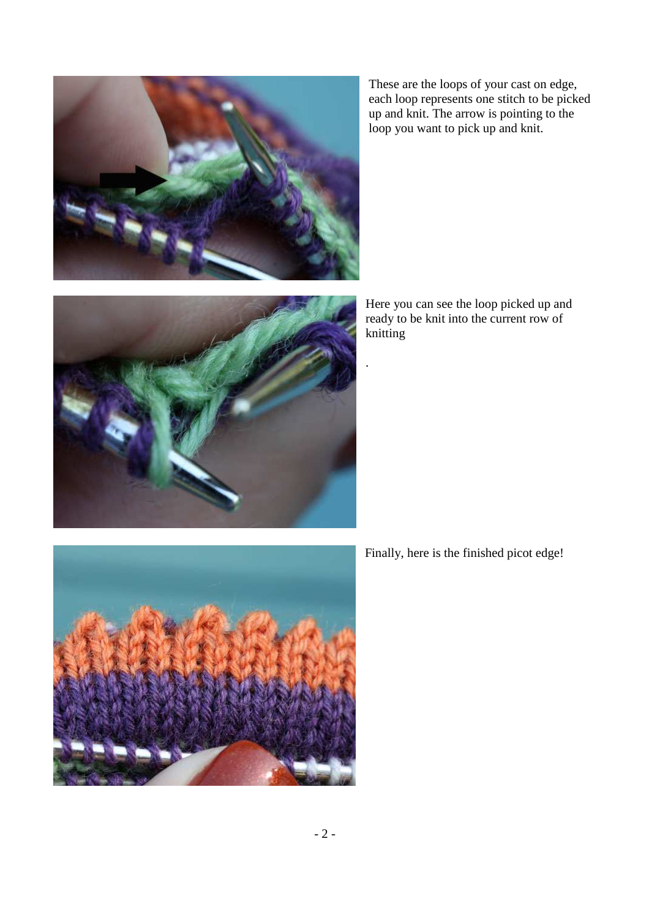These are the loops of your cast on edge, each loop represents one stitch to be picked up and knit. The arrow is pointing to the loop you want to pick up and knit.

Here you can see the loop picked up and ready to be knit into the current row of knitting

.

Finally, here is the finished picot edge!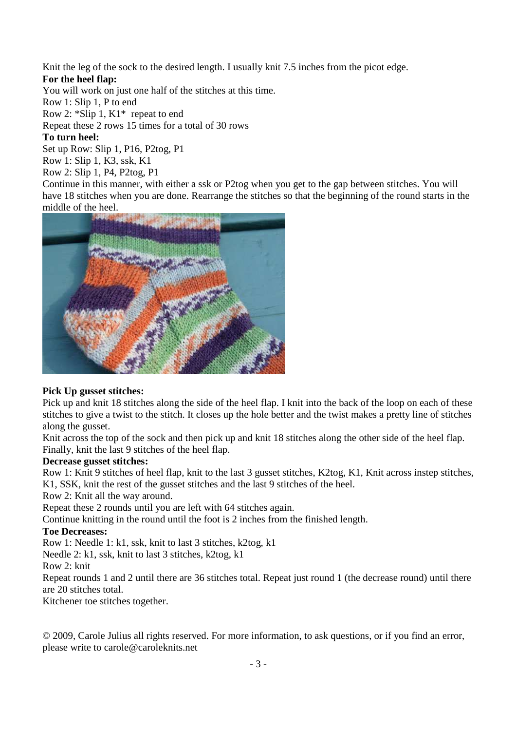Knit the leg of the sock to the desired length. I usually knit 7.5 inches from the picot edge.

**For the heel flap:**

You will work on just one half of the stitches at this time.

Row 1: Slip 1, P to end

Row 2: *Slip 1, K1* repeat to end

Repeat these 2 rows 15 times for a total of 30 rows

**To turn heel:**

Set up Row: Slip 1, P16, P2tog, P1

Row 1: Slip 1, K3, ssk, K1

Row 2: Slip 1, P4, P2tog, P1

Continue in this manner, with either a ssk or P2tog when you get to the gap between stitches. You will have 18 stitches when you are done. Rearrange the stitches so that the beginning of the round starts in the middle of the heel.

**Pick Up gusset stitches:**

Pick up and knit 18 stitches along the side of the heel flap. I knit into the back of the loop on each of these stitches to give a twist to the stitch. It closes up the hole better and the twist makes a pretty line of stitches along the gusset.

Knit across the top of the sock and then pick up and knit 18 stitches along the other side of the heel flap. Finally, knit the last 9 stitches of the heel flap.

**Decrease gusset stitches:**

Row 1: Knit 9 stitches of heel flap, knit to the last 3 gusset stitches, K2tog, K1, Knit across instep stitches, K1, SSK, knit the rest of the gusset stitches and the last 9 stitches of the heel.

Row 2: Knit all the way around.

Repeat these 2 rounds until you are left with 64 stitches again.

Continue knitting in the round until the foot is 2 inches from the finished length.

**Toe Decreases:**

Row 1: Needle 1: k1, ssk, knit to last 3 stitches, k2tog, k1

Needle 2: k1, ssk, knit to last 3 stitches, k2tog, k1

Row 2: knit

Repeat rounds 1 and 2 until there are 36 stitches total. Repeat just round 1 (the decrease round) until there are 20 stitches total.

Kitchener toe stitches together.

© 2009, Carole Julius all rights reserved. For more information, to ask questions, or if you find an error, please write to carole@caroleknits.net